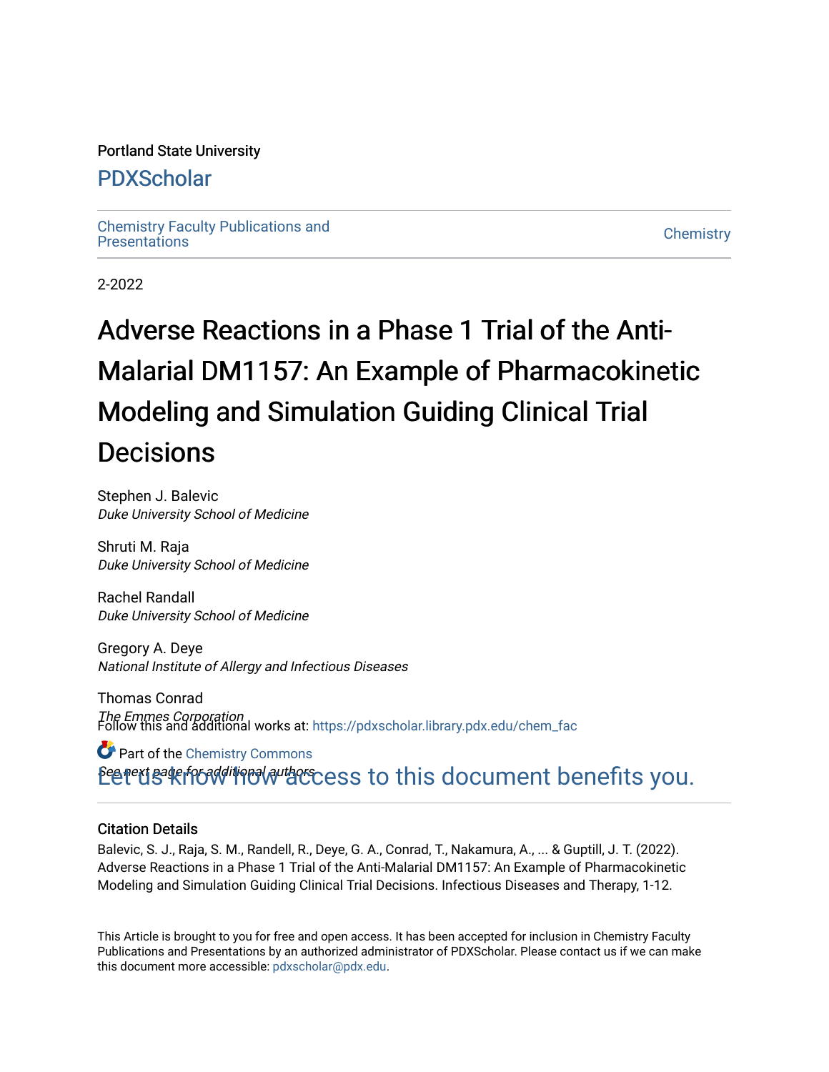Portland State University

# PDXScholar

Chemistry Faculty Publications and Presentations

Chemistry

2-2022

# Adverse Reactions in a Phase 1 Trial of the Anti-Malarial DM1157: An Example of Pharmacokinetic Modeling and Simulation Guiding Clinical Trial Decisions

Stephen J. Balevic
*Duke University School of Medicine*

Shruti M. Raja
*Duke University School of Medicine*

Rachel Randall
*Duke University School of Medicine*

Gregory A. Deye
*National Institute of Allergy and Infectious Diseases*

Thomas Conrad
*The Emmes Corporation*

*See next page for additional authors*

Follow this and additional works at: https://pdxscholar.library.pdx.edu/chem_fac

Part of the Chemistry Commons

Let us know how access to this document benefits you.

### Citation Details

Balevic, S. J., Raja, S. M., Randell, R., Deye, G. A., Conrad, T., Nakamura, A., ... & Guptill, J. T. (2022). Adverse Reactions in a Phase 1 Trial of the Anti-Malarial DM1157: An Example of Pharmacokinetic Modeling and Simulation Guiding Clinical Trial Decisions. Infectious Diseases and Therapy, 1-12.

This Article is brought to you for free and open access. It has been accepted for inclusion in Chemistry Faculty Publications and Presentations by an authorized administrator of PDXScholar. Please contact us if we can make this document more accessible: pdxscholar@pdx.edu.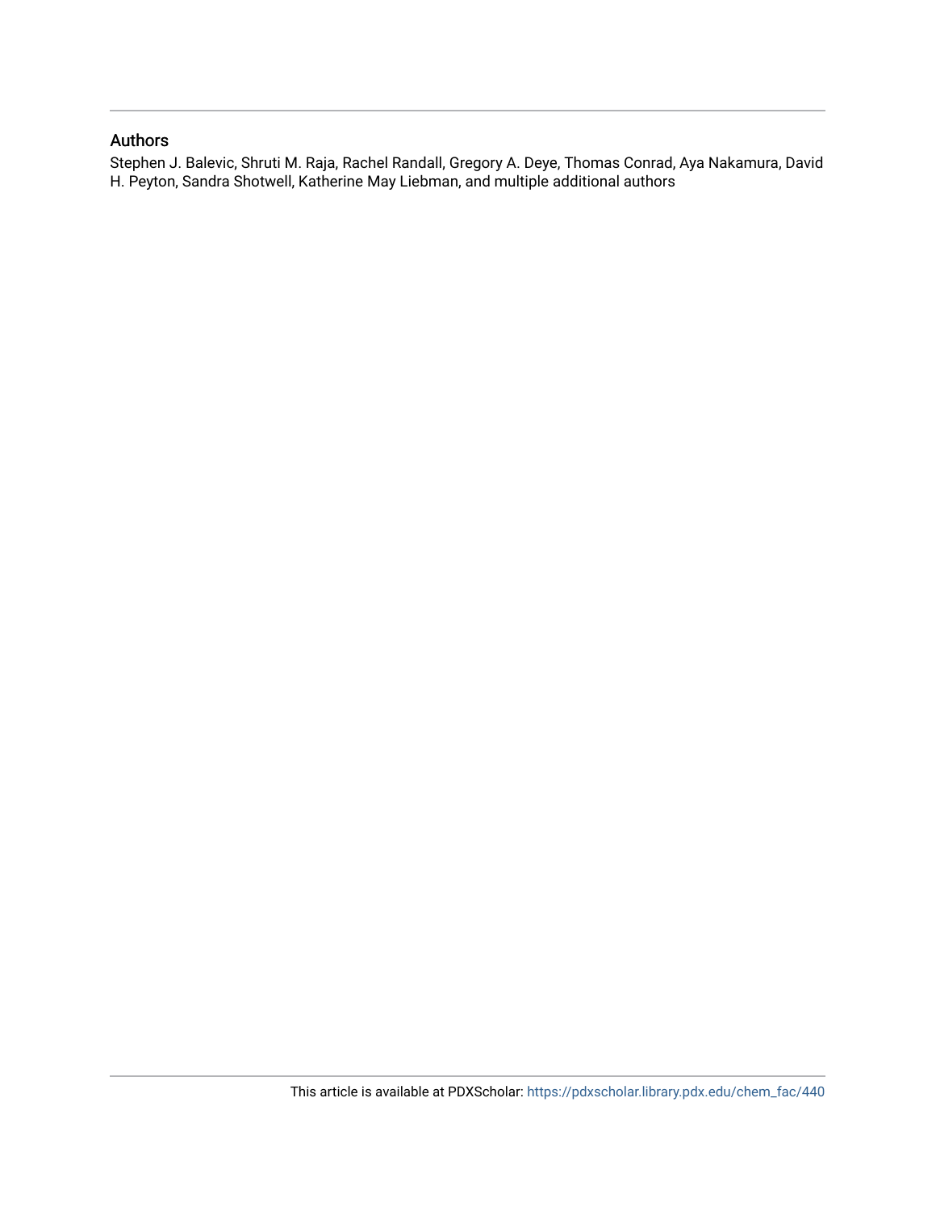## Authors

Stephen J. Balevic, Shruti M. Raja, Rachel Randall, Gregory A. Deye, Thomas Conrad, Aya Nakamura, David H. Peyton, Sandra Shotwell, Katherine May Liebman, and multiple additional authors

This article is available at PDXScholar: https://pdxscholar.library.pdx.edu/chem_fac/440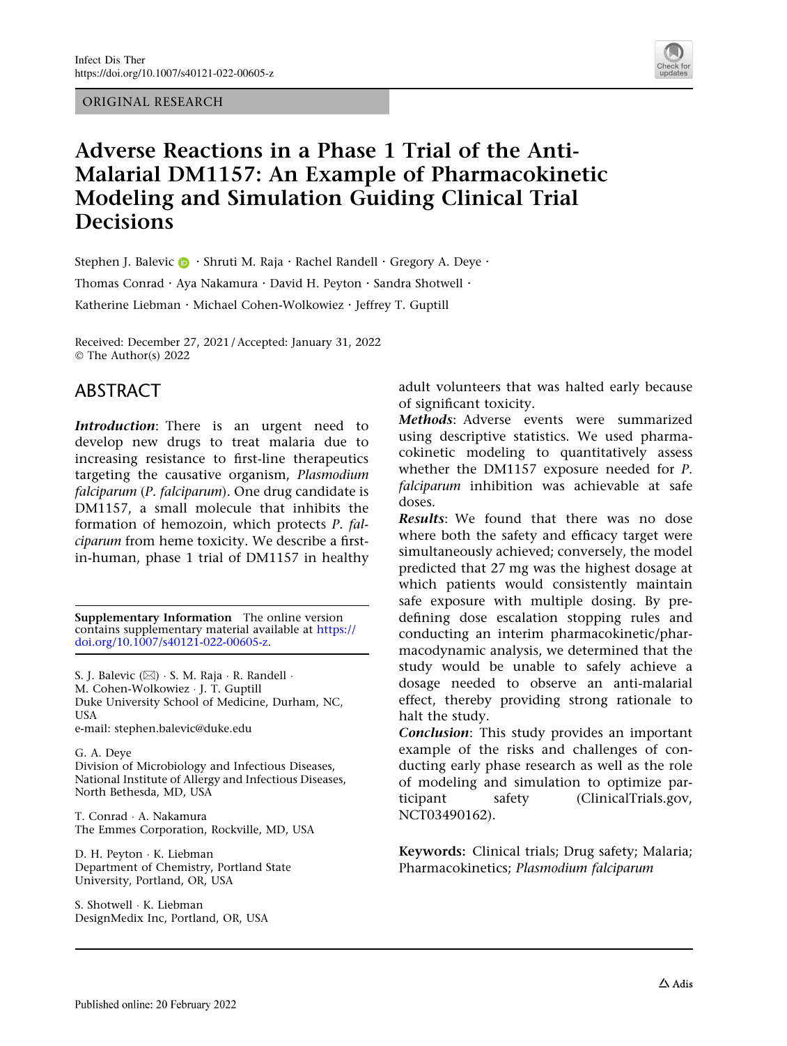ORIGINAL RESEARCH

# Adverse Reactions in a Phase 1 Trial of the Anti-Malarial DM1157: An Example of Pharmacokinetic Modeling and Simulation Guiding Clinical Trial Decisions

Stephen J. Balevic · Shruti M. Raja · Rachel Randell · Gregory A. Deye · Thomas Conrad · Aya Nakamura · David H. Peyton · Sandra Shotwell · Katherine Liebman · Michael Cohen-Wolkowiez · Jeffrey T. Guptill

Received: December 27, 2021 / Accepted: January 31, 2022
© The Author(s) 2022

## ABSTRACT

***Introduction***: There is an urgent need to develop new drugs to treat malaria due to increasing resistance to first-line therapeutics targeting the causative organism, *Plasmodium falciparum* (*P. falciparum*). One drug candidate is DM1157, a small molecule that inhibits the formation of hemozoin, which protects *P. falciparum* from heme toxicity. We describe a first-in-human, phase 1 trial of DM1157 in healthy adult volunteers that was halted early because of significant toxicity.

***Methods***: Adverse events were summarized using descriptive statistics. We used pharmacokinetic modeling to quantitatively assess whether the DM1157 exposure needed for *P. falciparum* inhibition was achievable at safe doses.

***Results***: We found that there was no dose where both the safety and efficacy target were simultaneously achieved; conversely, the model predicted that 27 mg was the highest dosage at which patients would consistently maintain safe exposure with multiple dosing. By pre-defining dose escalation stopping rules and conducting an interim pharmacokinetic/pharmacodynamic analysis, we determined that the study would be unable to safely achieve a dosage needed to observe an anti-malarial effect, thereby providing strong rationale to halt the study.

***Conclusion***: This study provides an important example of the risks and challenges of conducting early phase research as well as the role of modeling and simulation to optimize participant safety (ClinicalTrials.gov, NCT03490162).

**Keywords:** Clinical trials; Drug safety; Malaria; Pharmacokinetics; *Plasmodium falciparum*

**Supplementary Information** The online version contains supplementary material available at https://doi.org/10.1007/s40121-022-00605-z.

S. J. Balevic (✉) · S. M. Raja · R. Randell · M. Cohen-Wolkowiez · J. T. Guptill
Duke University School of Medicine, Durham, NC, USA
e-mail: stephen.balevic@duke.edu

G. A. Deye
Division of Microbiology and Infectious Diseases, National Institute of Allergy and Infectious Diseases, North Bethesda, MD, USA

T. Conrad · A. Nakamura
The Emmes Corporation, Rockville, MD, USA

D. H. Peyton · K. Liebman
Department of Chemistry, Portland State University, Portland, OR, USA

S. Shotwell · K. Liebman
DesignMedix Inc, Portland, OR, USA

Published online: 20 February 2022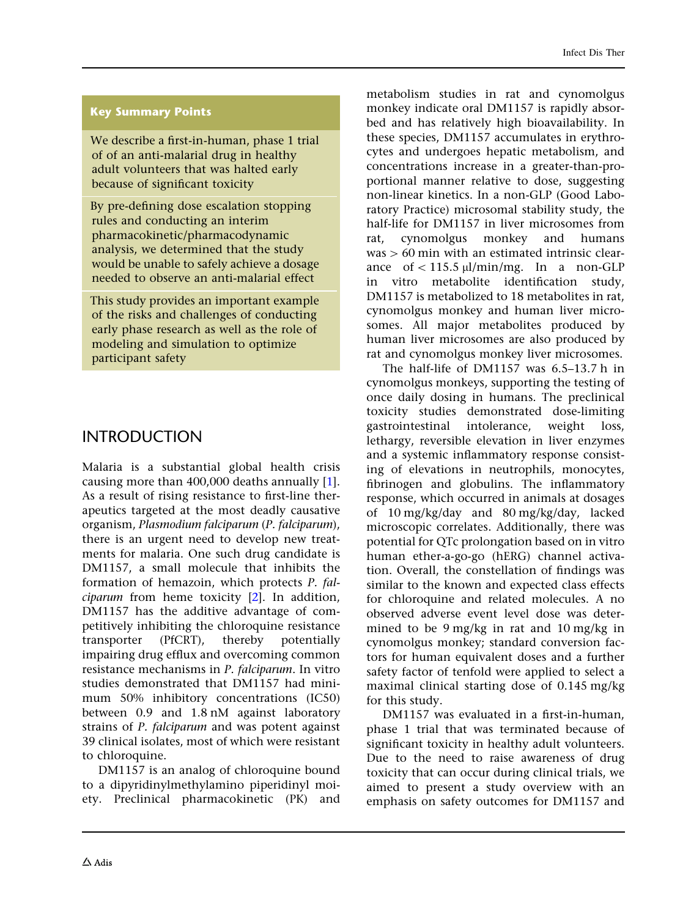## Key Summary Points

We describe a first-in-human, phase 1 trial of of an anti-malarial drug in healthy adult volunteers that was halted early because of significant toxicity

By pre-defining dose escalation stopping rules and conducting an interim pharmacokinetic/pharmacodynamic analysis, we determined that the study would be unable to safely achieve a dosage needed to observe an anti-malarial effect

This study provides an important example of the risks and challenges of conducting early phase research as well as the role of modeling and simulation to optimize participant safety

# INTRODUCTION

Malaria is a substantial global health crisis causing more than 400,000 deaths annually [1]. As a result of rising resistance to first-line therapeutics targeted at the most deadly causative organism, *Plasmodium falciparum* (*P. falciparum*), there is an urgent need to develop new treatments for malaria. One such drug candidate is DM1157, a small molecule that inhibits the formation of hemazoin, which protects *P. falciparum* from heme toxicity [2]. In addition, DM1157 has the additive advantage of competitively inhibiting the chloroquine resistance transporter (PfCRT), thereby potentially impairing drug efflux and overcoming common resistance mechanisms in *P. falciparum*. In vitro studies demonstrated that DM1157 had minimum 50% inhibitory concentrations (IC50) between 0.9 and 1.8 nM against laboratory strains of *P. falciparum* and was potent against 39 clinical isolates, most of which were resistant to chloroquine.

DM1157 is an analog of chloroquine bound to a dipyridinylmethylamino piperidinyl moiety. Preclinical pharmacokinetic (PK) and metabolism studies in rat and cynomolgus monkey indicate oral DM1157 is rapidly absorbed and has relatively high bioavailability. In these species, DM1157 accumulates in erythrocytes and undergoes hepatic metabolism, and concentrations increase in a greater-than-proportional manner relative to dose, suggesting non-linear kinetics. In a non-GLP (Good Laboratory Practice) microsomal stability study, the half-life for DM1157 in liver microsomes from rat, cynomolgus monkey and humans was > 60 min with an estimated intrinsic clearance of < 115.5 μl/min/mg. In a non-GLP in vitro metabolite identification study, DM1157 is metabolized to 18 metabolites in rat, cynomolgus monkey and human liver microsomes. All major metabolites produced by human liver microsomes are also produced by rat and cynomolgus monkey liver microsomes.

The half-life of DM1157 was 6.5–13.7 h in cynomolgus monkeys, supporting the testing of once daily dosing in humans. The preclinical toxicity studies demonstrated dose-limiting gastrointestinal intolerance, weight loss, lethargy, reversible elevation in liver enzymes and a systemic inflammatory response consisting of elevations in neutrophils, monocytes, fibrinogen and globulins. The inflammatory response, which occurred in animals at dosages of 10 mg/kg/day and 80 mg/kg/day, lacked microscopic correlates. Additionally, there was potential for QTc prolongation based on in vitro human ether-a-go-go (hERG) channel activation. Overall, the constellation of findings was similar to the known and expected class effects for chloroquine and related molecules. A no observed adverse event level dose was determined to be 9 mg/kg in rat and 10 mg/kg in cynomolgus monkey; standard conversion factors for human equivalent doses and a further safety factor of tenfold were applied to select a maximal clinical starting dose of 0.145 mg/kg for this study.

DM1157 was evaluated in a first-in-human, phase 1 trial that was terminated because of significant toxicity in healthy adult volunteers. Due to the need to raise awareness of drug toxicity that can occur during clinical trials, we aimed to present a study overview with an emphasis on safety outcomes for DM1157 and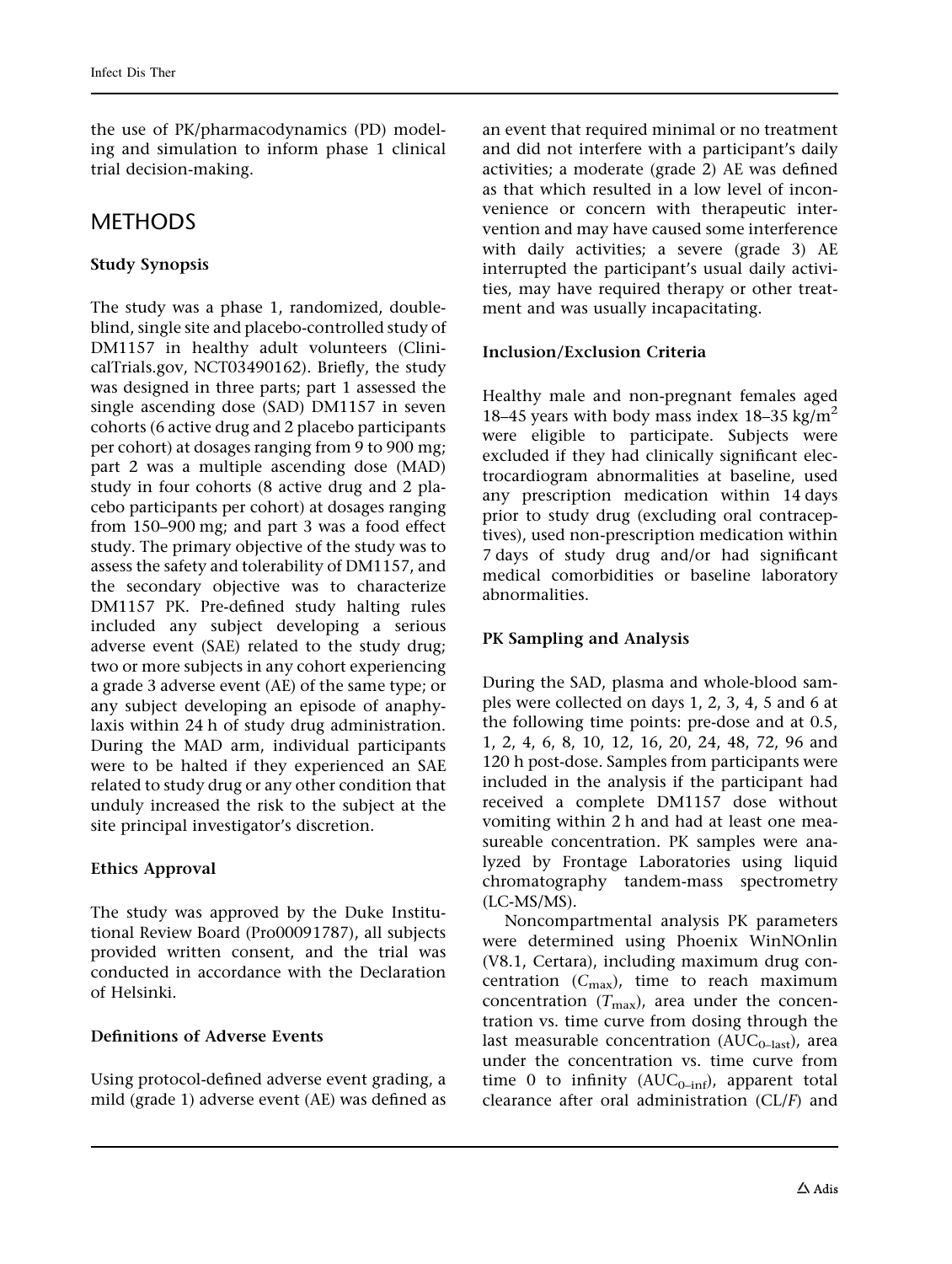the use of PK/pharmacodynamics (PD) modeling and simulation to inform phase 1 clinical trial decision-making.

# METHODS

### Study Synopsis

The study was a phase 1, randomized, double-blind, single site and placebo-controlled study of DM1157 in healthy adult volunteers (ClinicalTrials.gov, NCT03490162). Briefly, the study was designed in three parts; part 1 assessed the single ascending dose (SAD) DM1157 in seven cohorts (6 active drug and 2 placebo participants per cohort) at dosages ranging from 9 to 900 mg; part 2 was a multiple ascending dose (MAD) study in four cohorts (8 active drug and 2 placebo participants per cohort) at dosages ranging from 150–900 mg; and part 3 was a food effect study. The primary objective of the study was to assess the safety and tolerability of DM1157, and the secondary objective was to characterize DM1157 PK. Pre-defined study halting rules included any subject developing a serious adverse event (SAE) related to the study drug; two or more subjects in any cohort experiencing a grade 3 adverse event (AE) of the same type; or any subject developing an episode of anaphylaxis within 24 h of study drug administration. During the MAD arm, individual participants were to be halted if they experienced an SAE related to study drug or any other condition that unduly increased the risk to the subject at the site principal investigator's discretion.

### Ethics Approval

The study was approved by the Duke Institutional Review Board (Pro00091787), all subjects provided written consent, and the trial was conducted in accordance with the Declaration of Helsinki.

### Definitions of Adverse Events

Using protocol-defined adverse event grading, a mild (grade 1) adverse event (AE) was defined as an event that required minimal or no treatment and did not interfere with a participant's daily activities; a moderate (grade 2) AE was defined as that which resulted in a low level of inconvenience or concern with therapeutic intervention and may have caused some interference with daily activities; a severe (grade 3) AE interrupted the participant's usual daily activities, may have required therapy or other treatment and was usually incapacitating.

### Inclusion/Exclusion Criteria

Healthy male and non-pregnant females aged 18–45 years with body mass index 18–35 kg/m$^2$ were eligible to participate. Subjects were excluded if they had clinically significant electrocardiogram abnormalities at baseline, used any prescription medication within 14 days prior to study drug (excluding oral contraceptives), used non-prescription medication within 7 days of study drug and/or had significant medical comorbidities or baseline laboratory abnormalities.

### PK Sampling and Analysis

During the SAD, plasma and whole-blood samples were collected on days 1, 2, 3, 4, 5 and 6 at the following time points: pre-dose and at 0.5, 1, 2, 4, 6, 8, 10, 12, 16, 20, 24, 48, 72, 96 and 120 h post-dose. Samples from participants were included in the analysis if the participant had received a complete DM1157 dose without vomiting within 2 h and had at least one measureable concentration. PK samples were analyzed by Frontage Laboratories using liquid chromatography tandem-mass spectrometry (LC-MS/MS).

Noncompartmental analysis PK parameters were determined using Phoenix WinNOnlin (V8.1, Certara), including maximum drug concentration ($C_{max}$), time to reach maximum concentration ($T_{max}$), area under the concentration vs. time curve from dosing through the last measurable concentration ($AUC_{0–last}$), area under the concentration vs. time curve from time 0 to infinity ($AUC_{0–inf}$), apparent total clearance after oral administration ($CL/F$) and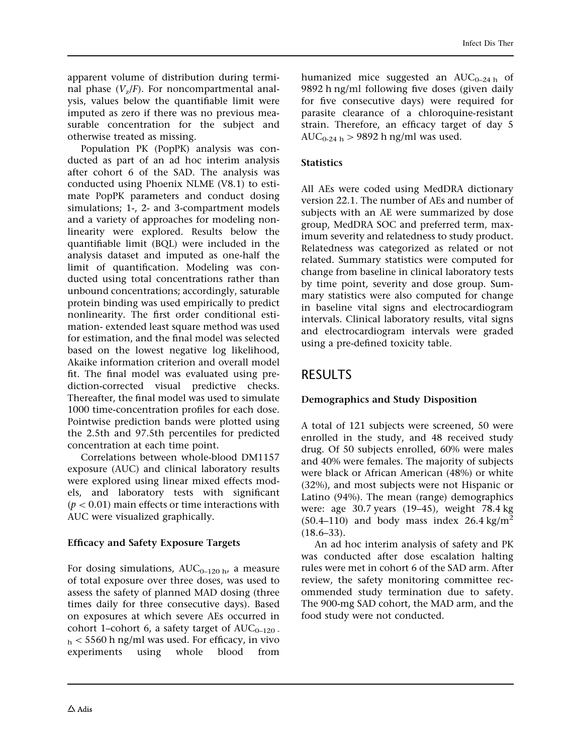apparent volume of distribution during terminal phase ($V_z/F$). For noncompartmental analysis, values below the quantifiable limit were imputed as zero if there was no previous measurable concentration for the subject and otherwise treated as missing.

Population PK (PopPK) analysis was conducted as part of an ad hoc interim analysis after cohort 6 of the SAD. The analysis was conducted using Phoenix NLME (V8.1) to estimate PopPK parameters and conduct dosing simulations; 1-, 2- and 3-compartment models and a variety of approaches for modeling nonlinearity were explored. Results below the quantifiable limit (BQL) were included in the analysis dataset and imputed as one-half the limit of quantification. Modeling was conducted using total concentrations rather than unbound concentrations; accordingly, saturable protein binding was used empirically to predict nonlinearity. The first order conditional estimation- extended least square method was used for estimation, and the final model was selected based on the lowest negative log likelihood, Akaike information criterion and overall model fit. The final model was evaluated using prediction-corrected visual predictive checks. Thereafter, the final model was used to simulate 1000 time-concentration profiles for each dose. Pointwise prediction bands were plotted using the 2.5th and 97.5th percentiles for predicted concentration at each time point.

Correlations between whole-blood DM1157 exposure (AUC) and clinical laboratory results were explored using linear mixed effects models, and laboratory tests with significant ($p < 0.01$) main effects or time interactions with AUC were visualized graphically.

### Efficacy and Safety Exposure Targets

For dosing simulations, $AUC_{0-120\ h}$, a measure of total exposure over three doses, was used to assess the safety of planned MAD dosing (three times daily for three consecutive days). Based on exposures at which severe AEs occurred in cohort 1–cohort 6, a safety target of $AUC_{0-120\ h} < 5560$ h ng/ml was used. For efficacy, in vivo experiments using whole blood from humanized mice suggested an $AUC_{0-24\ h}$ of 9892 h ng/ml following five doses (given daily for five consecutive days) were required for parasite clearance of a chloroquine-resistant strain. Therefore, an efficacy target of day 5 $AUC_{0-24\ h} > 9892$ h ng/ml was used.

### Statistics

All AEs were coded using MedDRA dictionary version 22.1. The number of AEs and number of subjects with an AE were summarized by dose group, MedDRA SOC and preferred term, maximum severity and relatedness to study product. Relatedness was categorized as related or not related. Summary statistics were computed for change from baseline in clinical laboratory tests by time point, severity and dose group. Summary statistics were also computed for change in baseline vital signs and electrocardiogram intervals. Clinical laboratory results, vital signs and electrocardiogram intervals were graded using a pre-defined toxicity table.

## RESULTS

### Demographics and Study Disposition

A total of 121 subjects were screened, 50 were enrolled in the study, and 48 received study drug. Of 50 subjects enrolled, 60% were males and 40% were females. The majority of subjects were black or African American (48%) or white (32%), and most subjects were not Hispanic or Latino (94%). The mean (range) demographics were: age 30.7 years (19–45), weight 78.4 kg (50.4–110) and body mass index 26.4 kg/m$^2$ (18.6–33).

An ad hoc interim analysis of safety and PK was conducted after dose escalation halting rules were met in cohort 6 of the SAD arm. After review, the safety monitoring committee recommended study termination due to safety. The 900-mg SAD cohort, the MAD arm, and the food study were not conducted.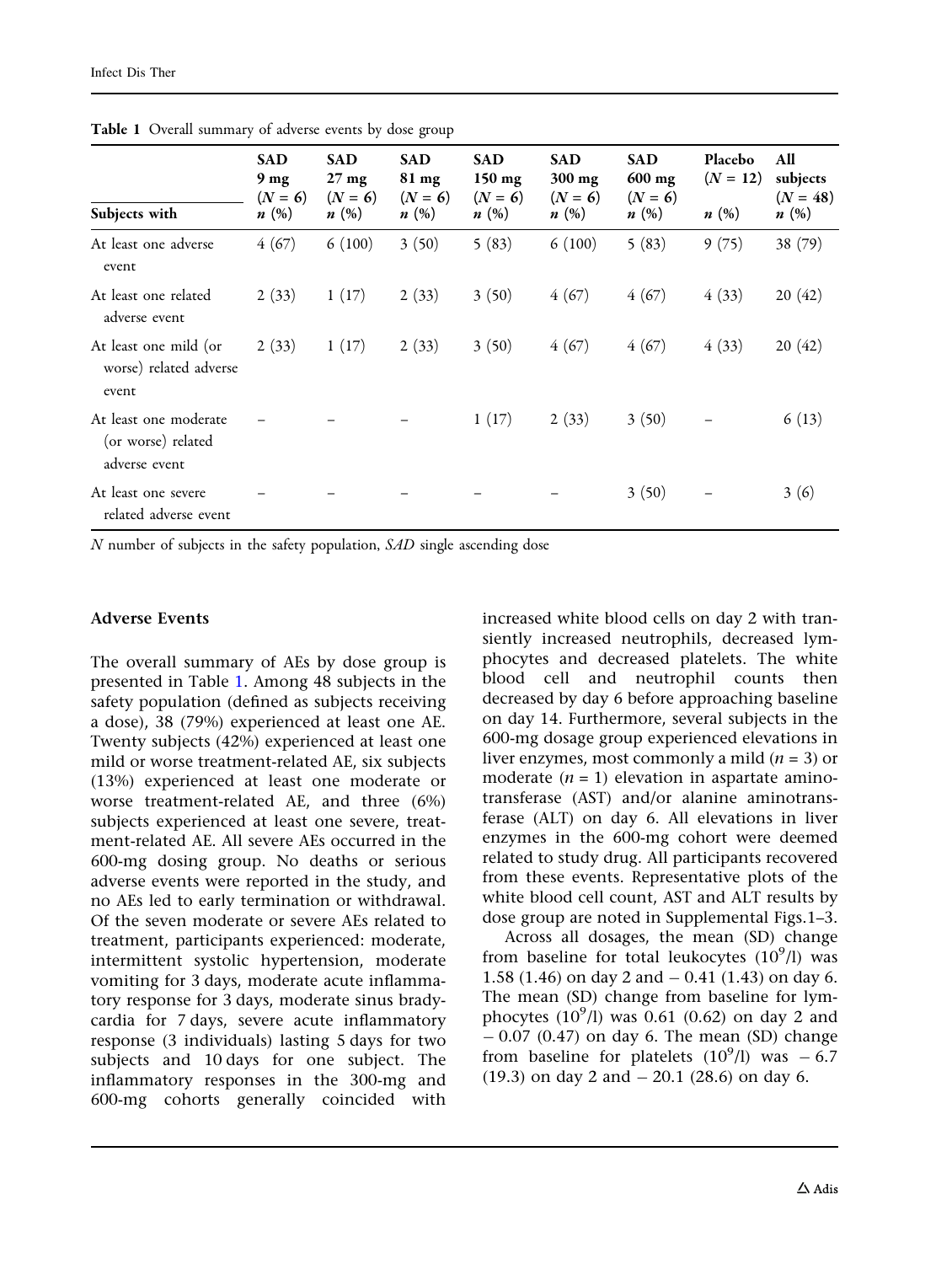**Table 1** Overall summary of adverse events by dose group

| Subjects with | SAD 9 mg (*N* = 6) *n* (%) | SAD 27 mg (*N* = 6) *n* (%) | SAD 81 mg (*N* = 6) *n* (%) | SAD 150 mg (*N* = 6) *n* (%) | SAD 300 mg (*N* = 6) *n* (%) | SAD 600 mg (*N* = 6) *n* (%) | Placebo (*N* = 12) *n* (%) | All subjects (*N* = 48) *n* (%) |
|---|---|---|---|---|---|---|---|---|
| At least one adverse event | 4 (67) | 6 (100) | 3 (50) | 5 (83) | 6 (100) | 5 (83) | 9 (75) | 38 (79) |
| At least one related adverse event | 2 (33) | 1 (17) | 2 (33) | 3 (50) | 4 (67) | 4 (67) | 4 (33) | 20 (42) |
| At least one mild (or worse) related adverse event | 2 (33) | 1 (17) | 2 (33) | 3 (50) | 4 (67) | 4 (67) | 4 (33) | 20 (42) |
| At least one moderate (or worse) related adverse event | – | – | – | 1 (17) | 2 (33) | 3 (50) | – | 6 (13) |
| At least one severe related adverse event | – | – | – | – | – | 3 (50) | – | 3 (6) |

*N* number of subjects in the safety population, *SAD* single ascending dose

## Adverse Events

The overall summary of AEs by dose group is presented in Table 1. Among 48 subjects in the safety population (defined as subjects receiving a dose), 38 (79%) experienced at least one AE. Twenty subjects (42%) experienced at least one mild or worse treatment-related AE, six subjects (13%) experienced at least one moderate or worse treatment-related AE, and three (6%) subjects experienced at least one severe, treatment-related AE. All severe AEs occurred in the 600-mg dosing group. No deaths or serious adverse events were reported in the study, and no AEs led to early termination or withdrawal. Of the seven moderate or severe AEs related to treatment, participants experienced: moderate, intermittent systolic hypertension, moderate vomiting for 3 days, moderate acute inflammatory response for 3 days, moderate sinus bradycardia for 7 days, severe acute inflammatory response (3 individuals) lasting 5 days for two subjects and 10 days for one subject. The inflammatory responses in the 300-mg and 600-mg cohorts generally coincided with increased white blood cells on day 2 with transiently increased neutrophils, decreased lymphocytes and decreased platelets. The white blood cell and neutrophil counts then decreased by day 6 before approaching baseline on day 14. Furthermore, several subjects in the 600-mg dosage group experienced elevations in liver enzymes, most commonly a mild ($n = 3$) or moderate ($n = 1$) elevation in aspartate aminotransferase (AST) and/or alanine aminotransferase (ALT) on day 6. All elevations in liver enzymes in the 600-mg cohort were deemed related to study drug. All participants recovered from these events. Representative plots of the white blood cell count, AST and ALT results by dose group are noted in Supplemental Figs.1–3.

Across all dosages, the mean (SD) change from baseline for total leukocytes ($10^9$/l) was 1.58 (1.46) on day 2 and − 0.41 (1.43) on day 6. The mean (SD) change from baseline for lymphocytes ($10^9$/l) was 0.61 (0.62) on day 2 and − 0.07 (0.47) on day 6. The mean (SD) change from baseline for platelets ($10^9$/l) was − 6.7 (19.3) on day 2 and − 20.1 (28.6) on day 6.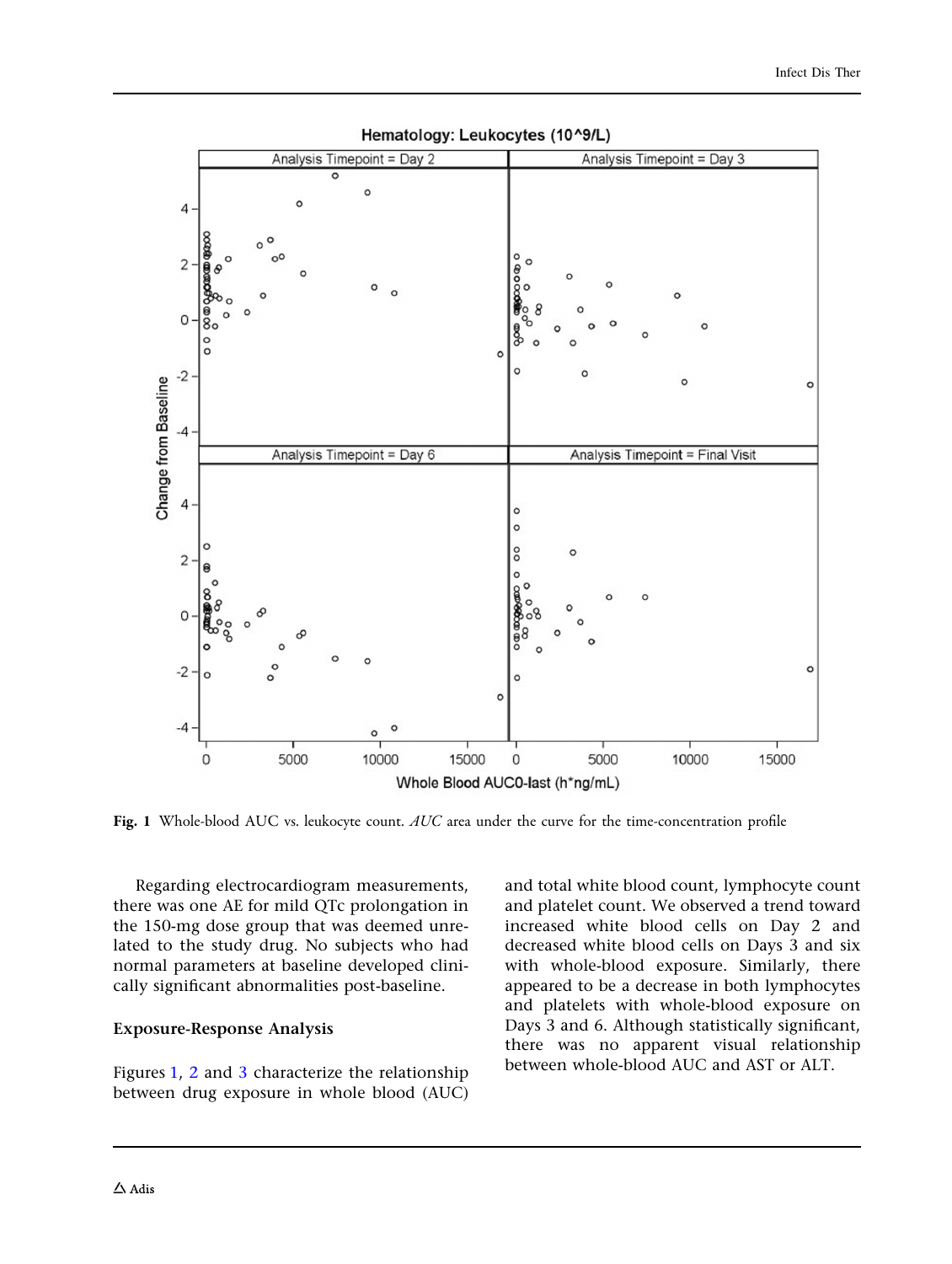**Fig. 1** Whole-blood AUC vs. leukocyte count. *AUC* area under the curve for the time-concentration profile

Regarding electrocardiogram measurements, there was one AE for mild QTc prolongation in the 150-mg dose group that was deemed unrelated to the study drug. No subjects who had normal parameters at baseline developed clinically significant abnormalities post-baseline.

### Exposure-Response Analysis

Figures 1, 2 and 3 characterize the relationship between drug exposure in whole blood (AUC) and total white blood count, lymphocyte count and platelet count. We observed a trend toward increased white blood cells on Day 2 and decreased white blood cells on Days 3 and six with whole-blood exposure. Similarly, there appeared to be a decrease in both lymphocytes and platelets with whole-blood exposure on Days 3 and 6. Although statistically significant, there was no apparent visual relationship between whole-blood AUC and AST or ALT.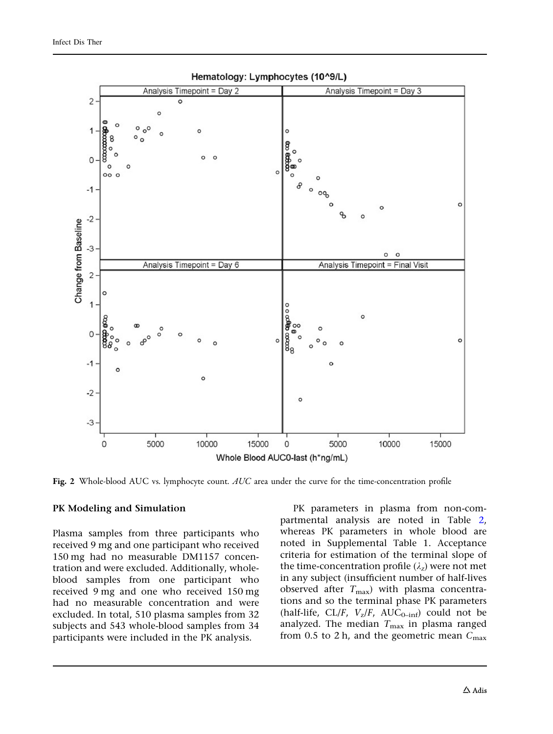Fig. 2 Whole-blood AUC vs. lymphocyte count. *AUC* area under the curve for the time-concentration profile

## PK Modeling and Simulation

Plasma samples from three participants who received 9 mg and one participant who received 150 mg had no measurable DM1157 concentration and were excluded. Additionally, whole-blood samples from one participant who received 9 mg and one who received 150 mg had no measurable concentration and were excluded. In total, 510 plasma samples from 32 subjects and 543 whole-blood samples from 34 participants were included in the PK analysis.

PK parameters in plasma from non-compartmental analysis are noted in Table 2, whereas PK parameters in whole blood are noted in Supplemental Table 1. Acceptance criteria for estimation of the terminal slope of the time-concentration profile ($\lambda_z$) were not met in any subject (insufficient number of half-lives observed after $T_{max}$) with plasma concentrations and so the terminal phase PK parameters (half-life, CL/*F*, $V_z/F$, $AUC_{0-inf}$) could not be analyzed. The median $T_{max}$ in plasma ranged from 0.5 to 2 h, and the geometric mean $C_{max}$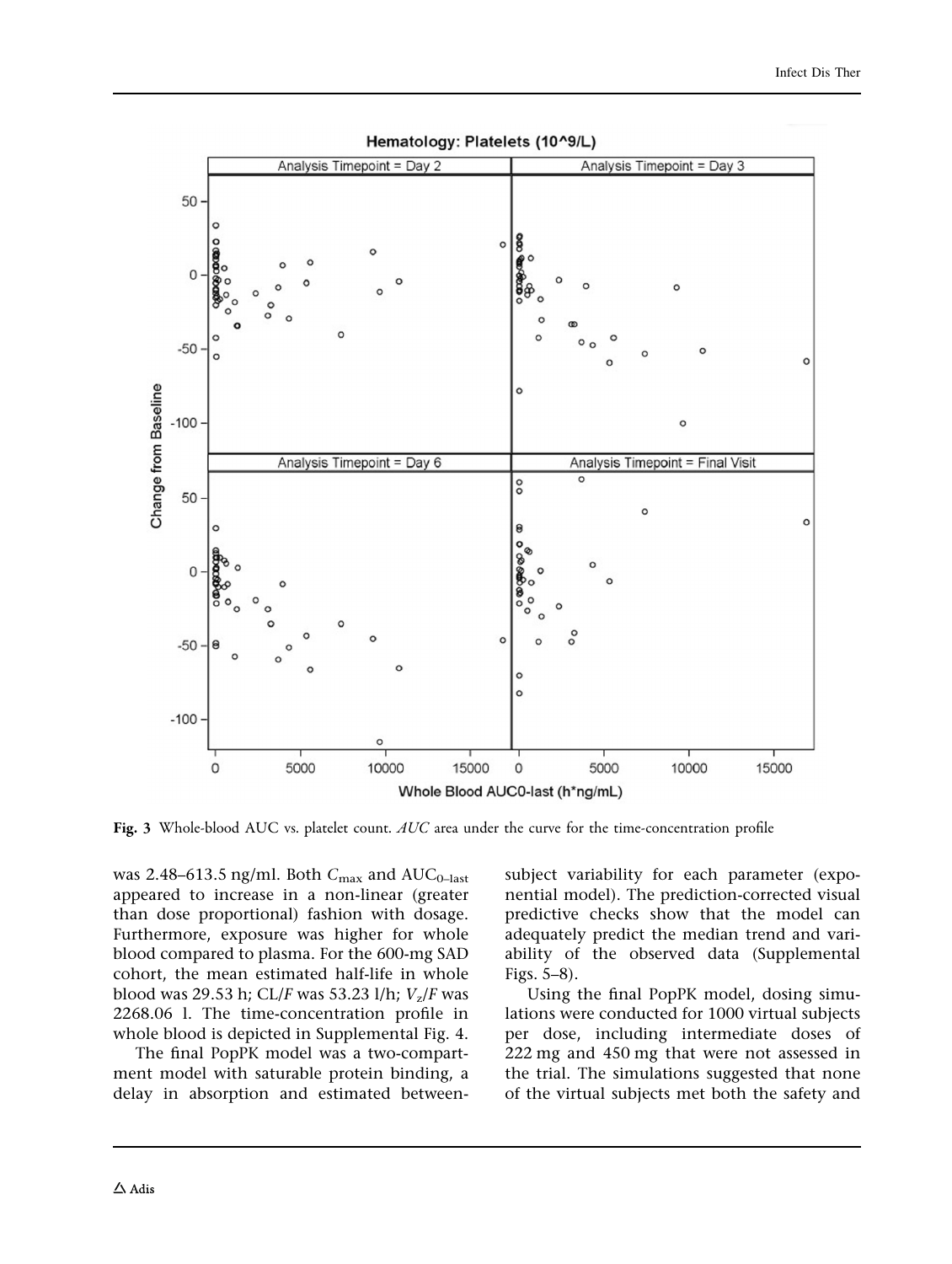**Fig. 3** Whole-blood AUC vs. platelet count. *AUC* area under the curve for the time-concentration profile

was 2.48–613.5 ng/ml. Both $C_{max}$ and $AUC_{0-last}$ appeared to increase in a non-linear (greater than dose proportional) fashion with dosage. Furthermore, exposure was higher for whole blood compared to plasma. For the 600-mg SAD cohort, the mean estimated half-life in whole blood was 29.53 h; CL/*F* was 53.23 l/h; $V_z/F$ was 2268.06 l. The time-concentration profile in whole blood is depicted in Supplemental Fig. 4.

The final PopPK model was a two-compartment model with saturable protein binding, a delay in absorption and estimated between-subject variability for each parameter (exponential model). The prediction-corrected visual predictive checks show that the model can adequately predict the median trend and variability of the observed data (Supplemental Figs. 5–8).

Using the final PopPK model, dosing simulations were conducted for 1000 virtual subjects per dose, including intermediate doses of 222 mg and 450 mg that were not assessed in the trial. The simulations suggested that none of the virtual subjects met both the safety and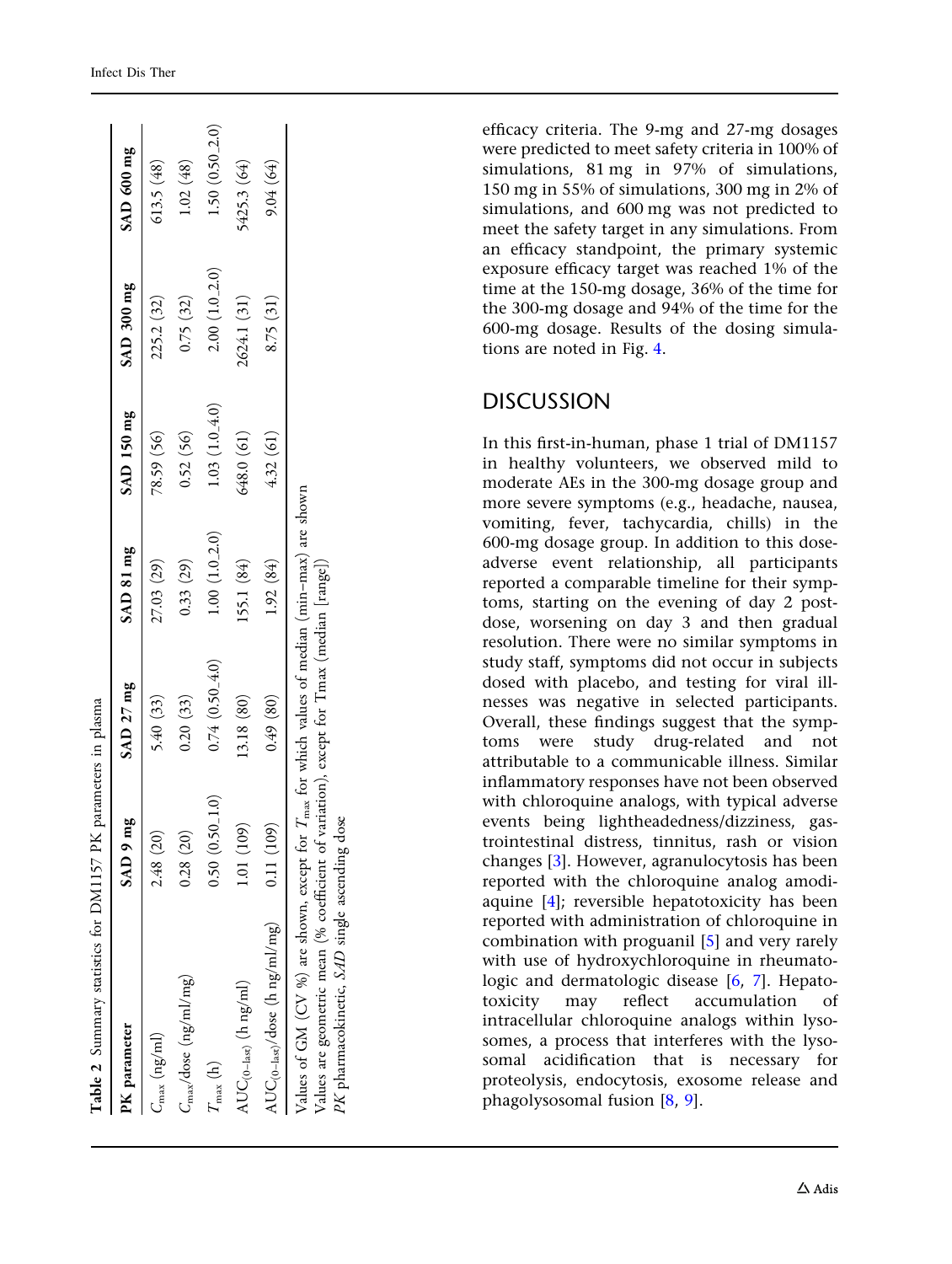**Table 2** Summary statistics for DM1157 PK parameters in plasma

| PK parameter | SAD 9 mg | SAD 27 mg | SAD 81 mg | SAD 150 mg | SAD 300 mg | SAD 600 mg |
|---|---|---|---|---|---|---|
| $C_{max}$ (ng/ml) | 2.48 (20) | 5.40 (33) | 27.03 (29) | 78.59 (56) | 225.2 (32) | 613.5 (48) |
| $C_{max}$/dose (ng/ml/mg) | 0.28 (20) | 0.20 (33) | 0.33 (29) | 0.52 (56) | 0.75 (32) | 1.02 (48) |
| $T_{max}$ (h) | 0.50 (0.50_1.0) | 0.74 (0.50_4.0) | 1.00 (1.0_2.0) | 1.03 (1.0_4.0) | 2.00 (1.0_2.0) | 1.50 (0.50_2.0) |
| $AUC_{(0-last)}$ (h ng/ml) | 1.01 (109) | 13.18 (80) | 155.1 (84) | 648.0 (61) | 2624.1 (31) | 5425.3 (64) |
| $AUC_{(0-last)}$/dose (h ng/ml/mg) | 0.11 (109) | 0.49 (80) | 1.92 (84) | 4.32 (61) | 8.75 (31) | 9.04 (64) |

Values of GM (CV %) are shown, except for $T_{max}$ for which values of median (min–max) are shown

Values are geometric mean (% coefficient of variation), except for Tmax (median [range])

*PK* pharmacokinetic, *SAD* single ascending dose

efficacy criteria. The 9-mg and 27-mg dosages were predicted to meet safety criteria in 100% of simulations, 81 mg in 97% of simulations, 150 mg in 55% of simulations, 300 mg in 2% of simulations, and 600 mg was not predicted to meet the safety target in any simulations. From an efficacy standpoint, the primary systemic exposure efficacy target was reached 1% of the time at the 150-mg dosage, 36% of the time for the 300-mg dosage and 94% of the time for the 600-mg dosage. Results of the dosing simulations are noted in Fig. 4.

## DISCUSSION

In this first-in-human, phase 1 trial of DM1157 in healthy volunteers, we observed mild to moderate AEs in the 300-mg dosage group and more severe symptoms (e.g., headache, nausea, vomiting, fever, tachycardia, chills) in the 600-mg dosage group. In addition to this dose-adverse event relationship, all participants reported a comparable timeline for their symptoms, starting on the evening of day 2 post-dose, worsening on day 3 and then gradual resolution. There were no similar symptoms in study staff, symptoms did not occur in subjects dosed with placebo, and testing for viral illnesses was negative in selected participants. Overall, these findings suggest that the symptoms were study drug-related and not attributable to a communicable illness. Similar inflammatory responses have not been observed with chloroquine analogs, with typical adverse events being lightheadedness/dizziness, gastrointestinal distress, tinnitus, rash or vision changes [3]. However, agranulocytosis has been reported with the chloroquine analog amodiaquine [4]; reversible hepatotoxicity has been reported with administration of chloroquine in combination with proguanil [5] and very rarely with use of hydroxychloroquine in rheumatologic and dermatologic disease [6, 7]. Hepatotoxicity may reflect accumulation of intracellular chloroquine analogs within lysosomes, a process that interferes with the lysosomal acidification that is necessary for proteolysis, endocytosis, exosome release and phagolysosomal fusion [8, 9].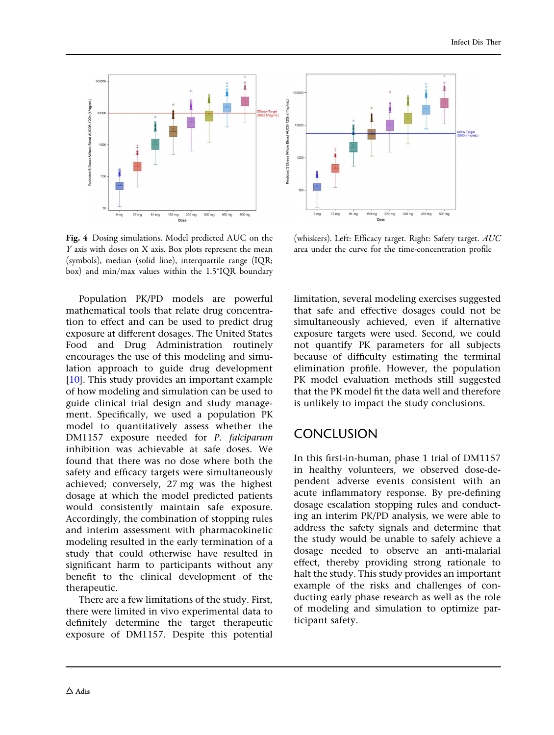**Fig. 4** Dosing simulations. Model predicted AUC on the *Y* axis with doses on X axis. Box plots represent the mean (symbols), median (solid line), interquartile range (IQR; box) and min/max values within the 1.5*IQR boundary (whiskers). Left: Efficacy target. Right: Safety target. *AUC* area under the curve for the time-concentration profile

Population PK/PD models are powerful mathematical tools that relate drug concentration to effect and can be used to predict drug exposure at different dosages. The United States Food and Drug Administration routinely encourages the use of this modeling and simulation approach to guide drug development [10]. This study provides an important example of how modeling and simulation can be used to guide clinical trial design and study management. Specifically, we used a population PK model to quantitatively assess whether the DM1157 exposure needed for *P. falciparum* inhibition was achievable at safe doses. We found that there was no dose where both the safety and efficacy targets were simultaneously achieved; conversely, 27 mg was the highest dosage at which the model predicted patients would consistently maintain safe exposure. Accordingly, the combination of stopping rules and interim assessment with pharmacokinetic modeling resulted in the early termination of a study that could otherwise have resulted in significant harm to participants without any benefit to the clinical development of the therapeutic.

There are a few limitations of the study. First, there were limited in vivo experimental data to definitely determine the target therapeutic exposure of DM1157. Despite this potential limitation, several modeling exercises suggested that safe and effective dosages could not be simultaneously achieved, even if alternative exposure targets were used. Second, we could not quantify PK parameters for all subjects because of difficulty estimating the terminal elimination profile. However, the population PK model evaluation methods still suggested that the PK model fit the data well and therefore is unlikely to impact the study conclusions.

## CONCLUSION

In this first-in-human, phase 1 trial of DM1157 in healthy volunteers, we observed dose-dependent adverse events consistent with an acute inflammatory response. By pre-defining dosage escalation stopping rules and conducting an interim PK/PD analysis, we were able to address the safety signals and determine that the study would be unable to safely achieve a dosage needed to observe an anti-malarial effect, thereby providing strong rationale to halt the study. This study provides an important example of the risks and challenges of conducting early phase research as well as the role of modeling and simulation to optimize participant safety.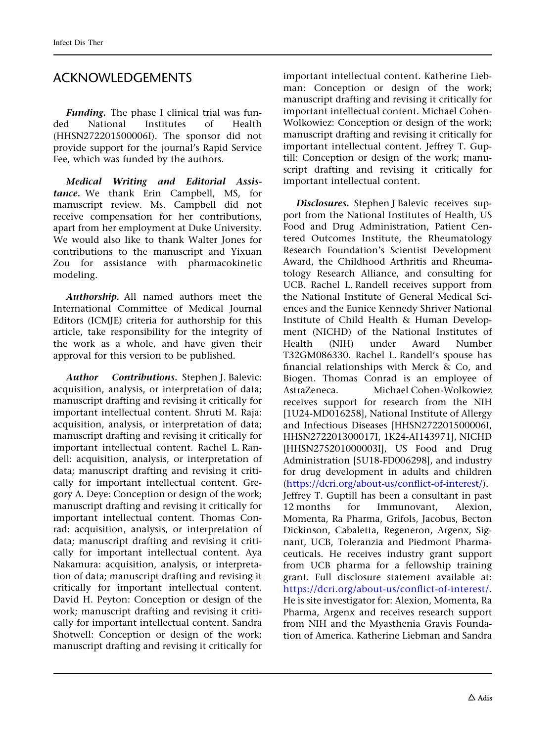## ACKNOWLEDGEMENTS

***Funding.*** The phase I clinical trial was funded National Institutes of Health (HHSN272201500006I). The sponsor did not provide support for the journal's Rapid Service Fee, which was funded by the authors.

***Medical Writing and Editorial Assistance.*** We thank Erin Campbell, MS, for manuscript review. Ms. Campbell did not receive compensation for her contributions, apart from her employment at Duke University. We would also like to thank Walter Jones for contributions to the manuscript and Yixuan Zou for assistance with pharmacokinetic modeling.

***Authorship.*** All named authors meet the International Committee of Medical Journal Editors (ICMJE) criteria for authorship for this article, take responsibility for the integrity of the work as a whole, and have given their approval for this version to be published.

***Author Contributions.*** Stephen J. Balevic: acquisition, analysis, or interpretation of data; manuscript drafting and revising it critically for important intellectual content. Shruti M. Raja: acquisition, analysis, or interpretation of data; manuscript drafting and revising it critically for important intellectual content. Rachel L. Randell: acquisition, analysis, or interpretation of data; manuscript drafting and revising it critically for important intellectual content. Gregory A. Deye: Conception or design of the work; manuscript drafting and revising it critically for important intellectual content. Thomas Conrad: acquisition, analysis, or interpretation of data; manuscript drafting and revising it critically for important intellectual content. Aya Nakamura: acquisition, analysis, or interpretation of data; manuscript drafting and revising it critically for important intellectual content. David H. Peyton: Conception or design of the work; manuscript drafting and revising it critically for important intellectual content. Sandra Shotwell: Conception or design of the work; manuscript drafting and revising it critically for important intellectual content. Katherine Liebman: Conception or design of the work; manuscript drafting and revising it critically for important intellectual content. Michael Cohen-Wolkowiez: Conception or design of the work; manuscript drafting and revising it critically for important intellectual content. Jeffrey T. Guptill: Conception or design of the work; manuscript drafting and revising it critically for important intellectual content.

***Disclosures.*** Stephen J Balevic receives support from the National Institutes of Health, US Food and Drug Administration, Patient Centered Outcomes Institute, the Rheumatology Research Foundation's Scientist Development Award, the Childhood Arthritis and Rheumatology Research Alliance, and consulting for UCB. Rachel L. Randell receives support from the National Institute of General Medical Sciences and the Eunice Kennedy Shriver National Institute of Child Health & Human Development (NICHD) of the National Institutes of Health (NIH) under Award Number T32GM086330. Rachel L. Randell's spouse has financial relationships with Merck & Co, and Biogen. Thomas Conrad is an employee of AstraZeneca. Michael Cohen-Wolkowiez receives support for research from the NIH [1U24-MD016258], National Institute of Allergy and Infectious Diseases [HHSN272201500006I, HHSN272201300017I, 1K24-AI143971], NICHD [HHSN275201000003I], US Food and Drug Administration [5U18-FD006298], and industry for drug development in adults and children (https://dcri.org/about-us/conflict-of-interest/). Jeffrey T. Guptill has been a consultant in past 12 months for Immunovant, Alexion, Momenta, Ra Pharma, Grifols, Jacobus, Becton Dickinson, Cabaletta, Regeneron, Argenx, Signant, UCB, Toleranzia and Piedmont Pharmaceuticals. He receives industry grant support from UCB pharma for a fellowship training grant. Full disclosure statement available at: https://dcri.org/about-us/conflict-of-interest/. He is site investigator for: Alexion, Momenta, Ra Pharma, Argenx and receives research support from NIH and the Myasthenia Gravis Foundation of America. Katherine Liebman and Sandra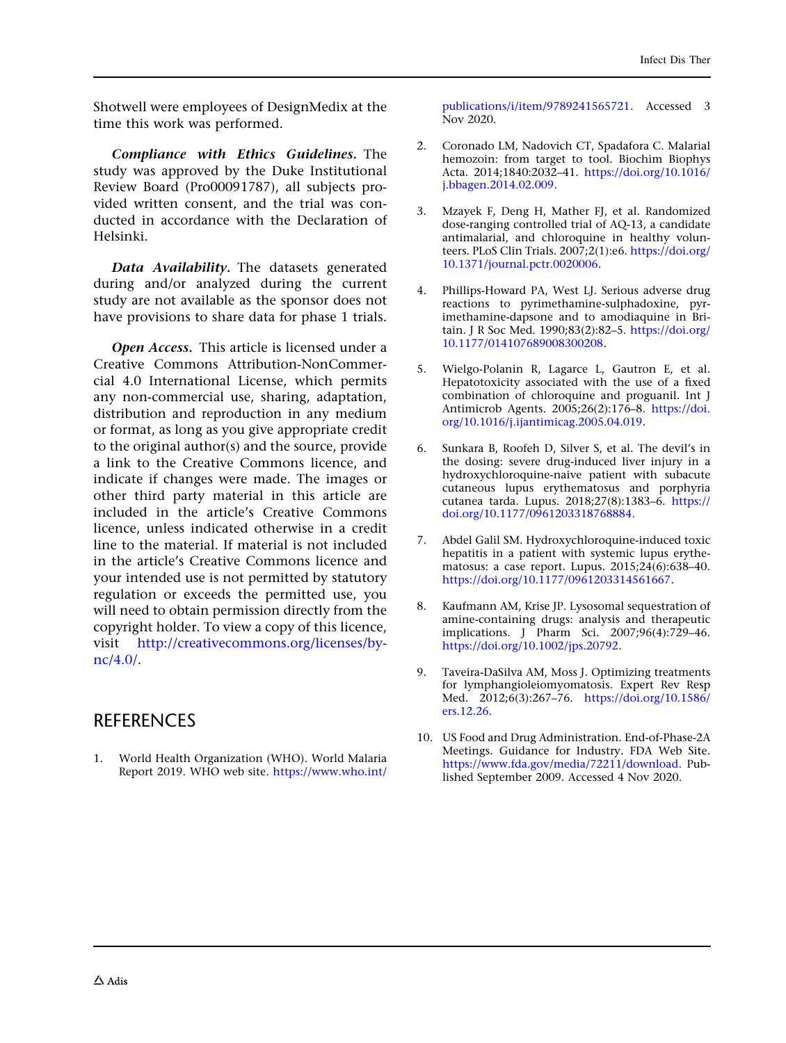Shotwell were employees of DesignMedix at the time this work was performed.

***Compliance with Ethics Guidelines.*** The study was approved by the Duke Institutional Review Board (Pro00091787), all subjects provided written consent, and the trial was conducted in accordance with the Declaration of Helsinki.

***Data Availability.*** The datasets generated during and/or analyzed during the current study are not available as the sponsor does not have provisions to share data for phase 1 trials.

***Open Access.*** This article is licensed under a Creative Commons Attribution-NonCommercial 4.0 International License, which permits any non-commercial use, sharing, adaptation, distribution and reproduction in any medium or format, as long as you give appropriate credit to the original author(s) and the source, provide a link to the Creative Commons licence, and indicate if changes were made. The images or other third party material in this article are included in the article's Creative Commons licence, unless indicated otherwise in a credit line to the material. If material is not included in the article's Creative Commons licence and your intended use is not permitted by statutory regulation or exceeds the permitted use, you will need to obtain permission directly from the copyright holder. To view a copy of this licence, visit http://creativecommons.org/licenses/by-nc/4.0/.

## REFERENCES

1. World Health Organization (WHO). World Malaria Report 2019. WHO web site. https://www.who.int/publications/i/item/9789241565721. Accessed 3 Nov 2020.

2. Coronado LM, Nadovich CT, Spadafora C. Malarial hemozoin: from target to tool. Biochim Biophys Acta. 2014;1840:2032–41. https://doi.org/10.1016/j.bbagen.2014.02.009.

3. Mzayek F, Deng H, Mather FJ, et al. Randomized dose-ranging controlled trial of AQ-13, a candidate antimalarial, and chloroquine in healthy volunteers. PLoS Clin Trials. 2007;2(1):e6. https://doi.org/10.1371/journal.pctr.0020006.

4. Phillips-Howard PA, West LJ. Serious adverse drug reactions to pyrimethamine-sulphadoxine, pyrimethamine-dapsone and to amodiaquine in Britain. J R Soc Med. 1990;83(2):82–5. https://doi.org/10.1177/014107689008300208.

5. Wielgo-Polanin R, Lagarce L, Gautron E, et al. Hepatotoxicity associated with the use of a fixed combination of chloroquine and proguanil. Int J Antimicrob Agents. 2005;26(2):176–8. https://doi.org/10.1016/j.ijantimicag.2005.04.019.

6. Sunkara B, Roofeh D, Silver S, et al. The devil's in the dosing: severe drug-induced liver injury in a hydroxychloroquine-naive patient with subacute cutaneous lupus erythematosus and porphyria cutanea tarda. Lupus. 2018;27(8):1383–6. https://doi.org/10.1177/0961203318768884.

7. Abdel Galil SM. Hydroxychloroquine-induced toxic hepatitis in a patient with systemic lupus erythematosus: a case report. Lupus. 2015;24(6):638–40. https://doi.org/10.1177/0961203314561667.

8. Kaufmann AM, Krise JP. Lysosomal sequestration of amine-containing drugs: analysis and therapeutic implications. J Pharm Sci. 2007;96(4):729–46. https://doi.org/10.1002/jps.20792.

9. Taveira-DaSilva AM, Moss J. Optimizing treatments for lymphangioleiomyomatosis. Expert Rev Resp Med. 2012;6(3):267–76. https://doi.org/10.1586/ers.12.26.

10. US Food and Drug Administration. End-of-Phase-2A Meetings. Guidance for Industry. FDA Web Site. https://www.fda.gov/media/72211/download. Published September 2009. Accessed 4 Nov 2020.